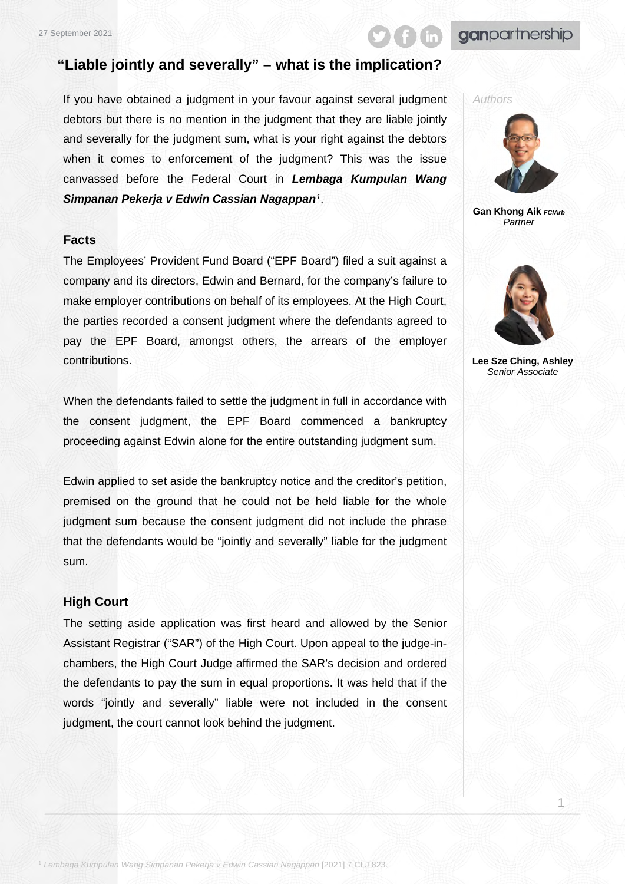27 September 2021

# "Liable jointly and severally" – what is the implication?

*Authors*

**Gan Khong Aik** ***FCIArb***
*Partner*

**Lee Sze Ching, Ashley**
*Senior Associate*

If you have obtained a judgment in your favour against several judgment debtors but there is no mention in the judgment that they are liable jointly and severally for the judgment sum, what is your right against the debtors when it comes to enforcement of the judgment? This was the issue canvassed before the Federal Court in ***Lembaga Kumpulan Wang Simpanan Pekerja v Edwin Cassian Nagappan***[1].

## Facts

The Employees' Provident Fund Board ("EPF Board") filed a suit against a company and its directors, Edwin and Bernard, for the company's failure to make employer contributions on behalf of its employees. At the High Court, the parties recorded a consent judgment where the defendants agreed to pay the EPF Board, amongst others, the arrears of the employer contributions.

When the defendants failed to settle the judgment in full in accordance with the consent judgment, the EPF Board commenced a bankruptcy proceeding against Edwin alone for the entire outstanding judgment sum.

Edwin applied to set aside the bankruptcy notice and the creditor's petition, premised on the ground that he could not be held liable for the whole judgment sum because the consent judgment did not include the phrase that the defendants would be "jointly and severally" liable for the judgment sum.

## High Court

The setting aside application was first heard and allowed by the Senior Assistant Registrar ("SAR") of the High Court. Upon appeal to the judge-in-chambers, the High Court Judge affirmed the SAR's decision and ordered the defendants to pay the sum in equal proportions. It was held that if the words "jointly and severally" liable were not included in the consent judgment, the court cannot look behind the judgment.

[1] *Lembaga Kumpulan Wang Simpanan Pekerja v Edwin Cassian Nagappan* [2021] 7 CLJ 823.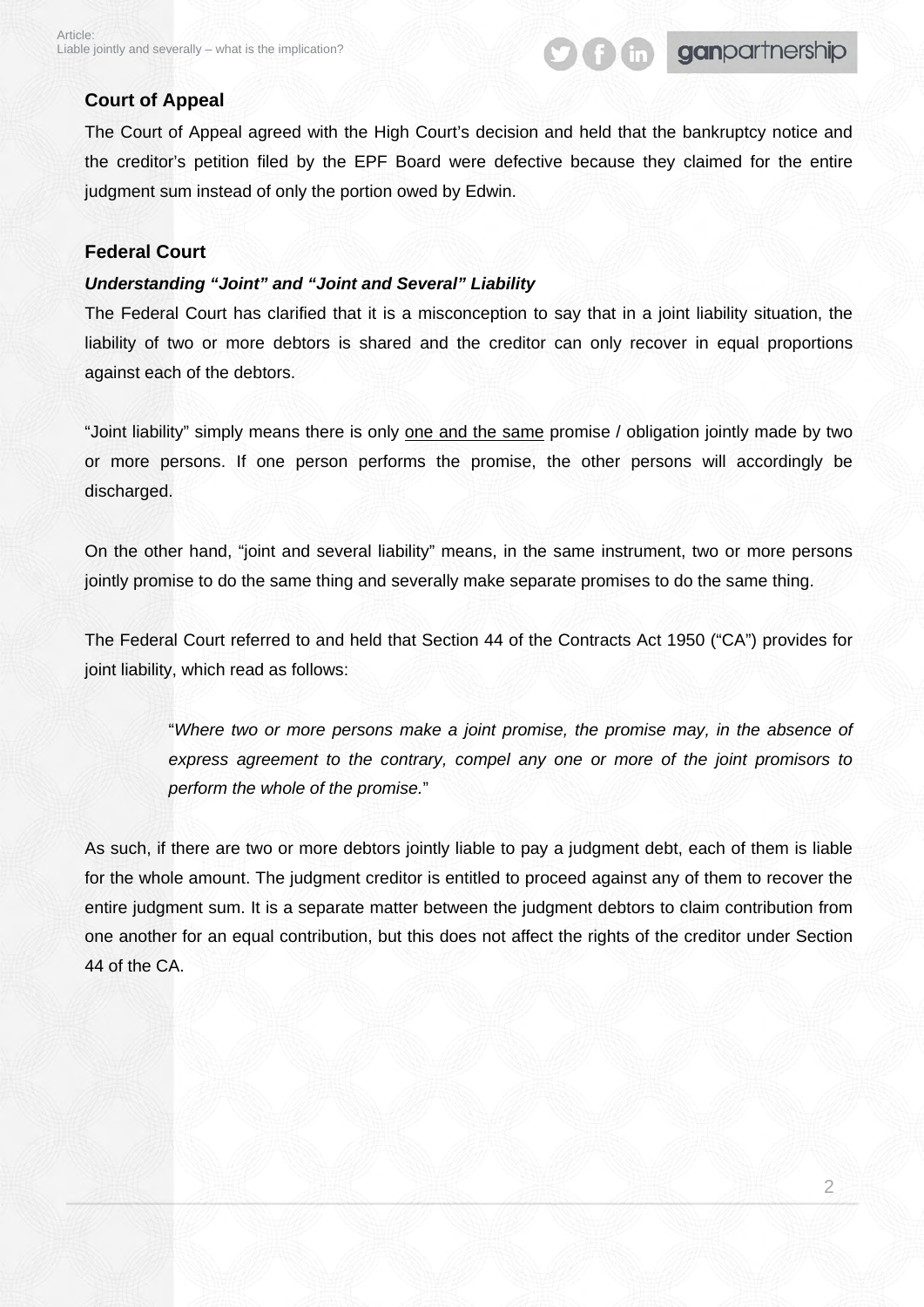## Court of Appeal

The Court of Appeal agreed with the High Court's decision and held that the bankruptcy notice and the creditor's petition filed by the EPF Board were defective because they claimed for the entire judgment sum instead of only the portion owed by Edwin.

## Federal Court

***Understanding "Joint" and "Joint and Several" Liability***

The Federal Court has clarified that it is a misconception to say that in a joint liability situation, the liability of two or more debtors is shared and the creditor can only recover in equal proportions against each of the debtors.

"Joint liability" simply means there is only <u>one and the same</u> promise / obligation jointly made by two or more persons. If one person performs the promise, the other persons will accordingly be discharged.

On the other hand, "joint and several liability" means, in the same instrument, two or more persons jointly promise to do the same thing and severally make separate promises to do the same thing.

The Federal Court referred to and held that Section 44 of the Contracts Act 1950 ("CA") provides for joint liability, which read as follows:

> "*Where two or more persons make a joint promise, the promise may, in the absence of express agreement to the contrary, compel any one or more of the joint promisors to perform the whole of the promise.*"

As such, if there are two or more debtors jointly liable to pay a judgment debt, each of them is liable for the whole amount. The judgment creditor is entitled to proceed against any of them to recover the entire judgment sum. It is a separate matter between the judgment debtors to claim contribution from one another for an equal contribution, but this does not affect the rights of the creditor under Section 44 of the CA.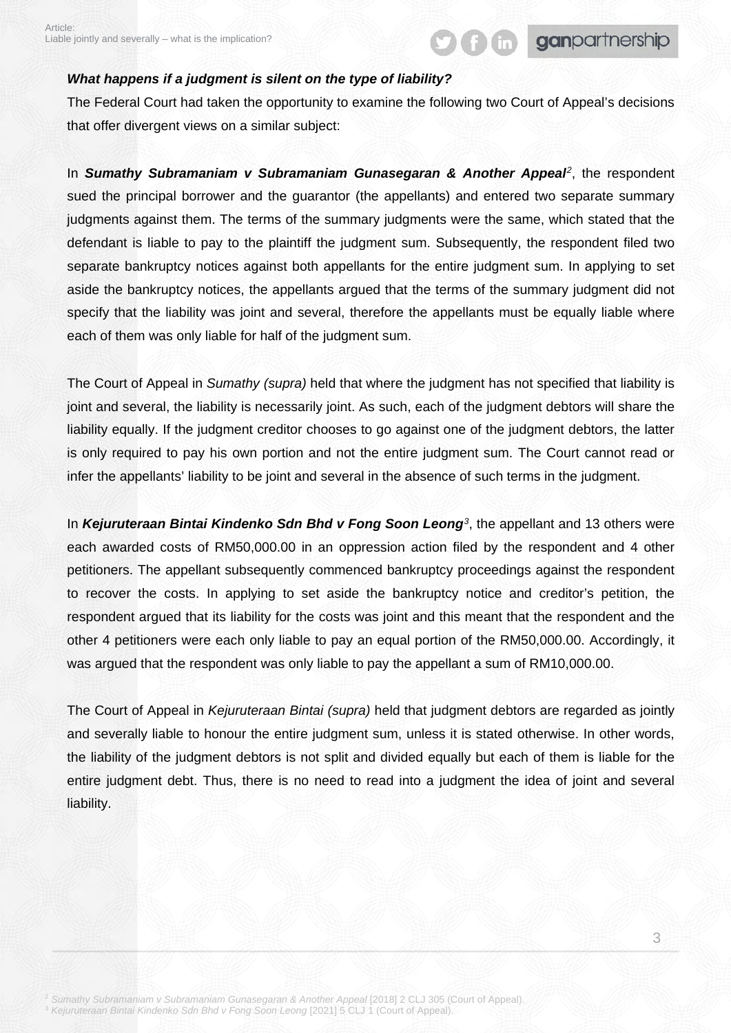***What happens if a judgment is silent on the type of liability?***

The Federal Court had taken the opportunity to examine the following two Court of Appeal's decisions that offer divergent views on a similar subject:

In ***Sumathy Subramaniam v Subramaniam Gunasegaran & Another Appeal***[2], the respondent sued the principal borrower and the guarantor (the appellants) and entered two separate summary judgments against them. The terms of the summary judgments were the same, which stated that the defendant is liable to pay to the plaintiff the judgment sum. Subsequently, the respondent filed two separate bankruptcy notices against both appellants for the entire judgment sum. In applying to set aside the bankruptcy notices, the appellants argued that the terms of the summary judgment did not specify that the liability was joint and several, therefore the appellants must be equally liable where each of them was only liable for half of the judgment sum.

The Court of Appeal in *Sumathy (supra)* held that where the judgment has not specified that liability is joint and several, the liability is necessarily joint. As such, each of the judgment debtors will share the liability equally. If the judgment creditor chooses to go against one of the judgment debtors, the latter is only required to pay his own portion and not the entire judgment sum. The Court cannot read or infer the appellants' liability to be joint and several in the absence of such terms in the judgment.

In ***Kejuruteraan Bintai Kindenko Sdn Bhd v Fong Soon Leong***[3], the appellant and 13 others were each awarded costs of RM50,000.00 in an oppression action filed by the respondent and 4 other petitioners. The appellant subsequently commenced bankruptcy proceedings against the respondent to recover the costs. In applying to set aside the bankruptcy notice and creditor's petition, the respondent argued that its liability for the costs was joint and this meant that the respondent and the other 4 petitioners were each only liable to pay an equal portion of the RM50,000.00. Accordingly, it was argued that the respondent was only liable to pay the appellant a sum of RM10,000.00.

The Court of Appeal in *Kejuruteraan Bintai (supra)* held that judgment debtors are regarded as jointly and severally liable to honour the entire judgment sum, unless it is stated otherwise. In other words, the liability of the judgment debtors is not split and divided equally but each of them is liable for the entire judgment debt. Thus, there is no need to read into a judgment the idea of joint and several liability.

[2] *Sumathy Subramaniam v Subramaniam Gunasegaran & Another Appeal* [2018] 2 CLJ 305 (Court of Appeal).
[3] *Kejuruteraan Bintai Kindenko Sdn Bhd v Fong Soon Leong* [2021] 5 CLJ 1 (Court of Appeal).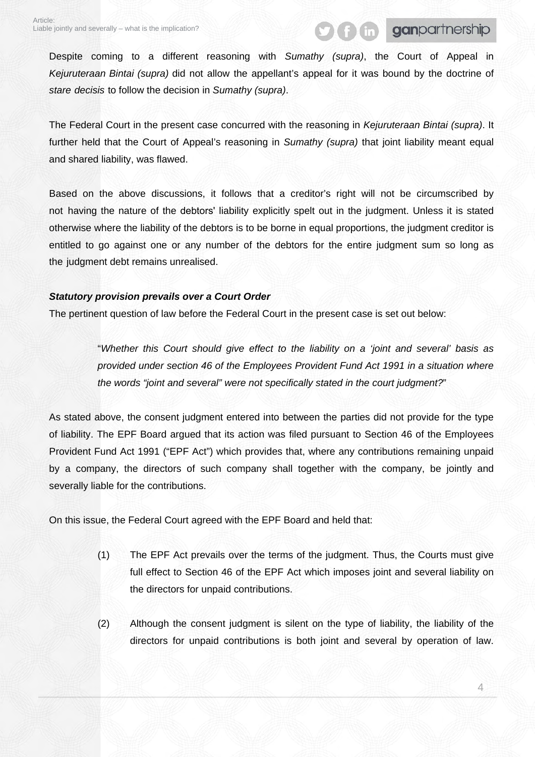Despite coming to a different reasoning with *Sumathy (supra)*, the Court of Appeal in *Kejuruteraan Bintai (supra)* did not allow the appellant's appeal for it was bound by the doctrine of *stare decisis* to follow the decision in *Sumathy (supra)*.

The Federal Court in the present case concurred with the reasoning in *Kejuruteraan Bintai (supra)*. It further held that the Court of Appeal's reasoning in *Sumathy (supra)* that joint liability meant equal and shared liability, was flawed.

Based on the above discussions, it follows that a creditor's right will not be circumscribed by not having the nature of the debtors' liability explicitly spelt out in the judgment. Unless it is stated otherwise where the liability of the debtors is to be borne in equal proportions, the judgment creditor is entitled to go against one or any number of the debtors for the entire judgment sum so long as the judgment debt remains unrealised.

***Statutory provision prevails over a Court Order***

The pertinent question of law before the Federal Court in the present case is set out below:

> "*Whether this Court should give effect to the liability on a 'joint and several' basis as provided under section 46 of the Employees Provident Fund Act 1991 in a situation where the words "joint and several" were not specifically stated in the court judgment?*"

As stated above, the consent judgment entered into between the parties did not provide for the type of liability. The EPF Board argued that its action was filed pursuant to Section 46 of the Employees Provident Fund Act 1991 ("EPF Act") which provides that, where any contributions remaining unpaid by a company, the directors of such company shall together with the company, be jointly and severally liable for the contributions.

On this issue, the Federal Court agreed with the EPF Board and held that:

(1) The EPF Act prevails over the terms of the judgment. Thus, the Courts must give full effect to Section 46 of the EPF Act which imposes joint and several liability on the directors for unpaid contributions.

(2) Although the consent judgment is silent on the type of liability, the liability of the directors for unpaid contributions is both joint and several by operation of law.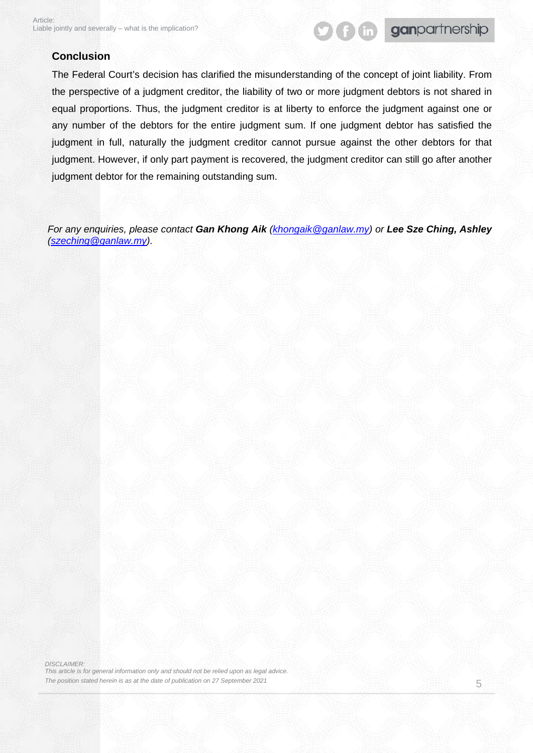## Conclusion

The Federal Court's decision has clarified the misunderstanding of the concept of joint liability. From the perspective of a judgment creditor, the liability of two or more judgment debtors is not shared in equal proportions. Thus, the judgment creditor is at liberty to enforce the judgment against one or any number of the debtors for the entire judgment sum. If one judgment debtor has satisfied the judgment in full, naturally the judgment creditor cannot pursue against the other debtors for that judgment. However, if only part payment is recovered, the judgment creditor can still go after another judgment debtor for the remaining outstanding sum.

*For any enquiries, please contact **Gan Khong Aik** (khongaik@ganlaw.my) or **Lee Sze Ching, Ashley** (szeching@ganlaw.my).*

*DISCLAIMER:*
*This article is for general information only and should not be relied upon as legal advice.*
*The position stated herein is as at the date of publication on 27 September 2021*